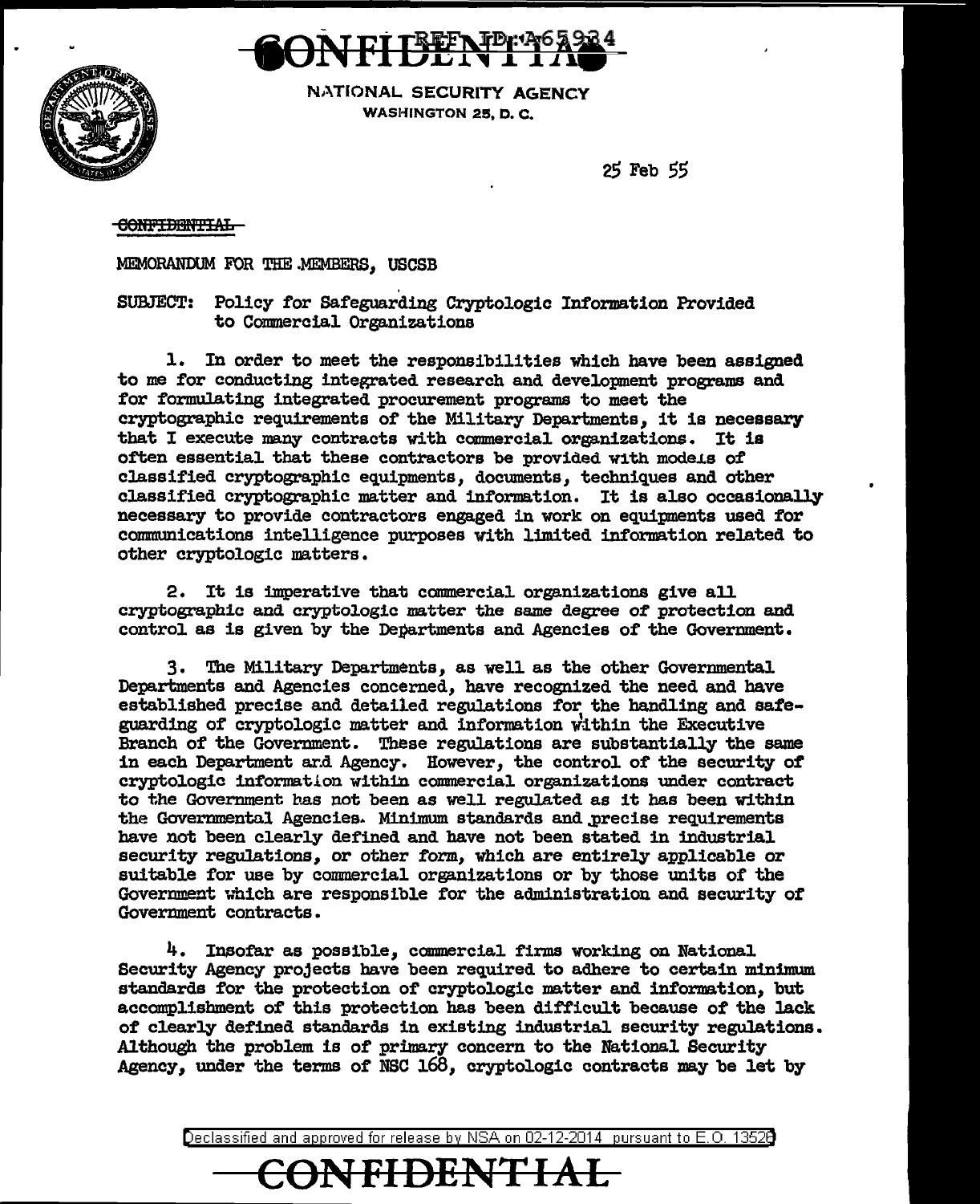CONFIDENTIAL

REF ID:A65934

NATIONAL SECURITY AGENCY
WASHINGTON 25, D. C.

25 Feb 55

~~CONFIDENTIAL~~

MEMORANDUM FOR THE MEMBERS, USCSB

SUBJECT: Policy for Safeguarding Cryptologic Information Provided to Commercial Organizations

1. In order to meet the responsibilities which have been assigned to me for conducting integrated research and development programs and for formulating integrated procurement programs to meet the cryptographic requirements of the Military Departments, it is necessary that I execute many contracts with commercial organizations. It is often essential that these contractors be provided with models of classified cryptographic equipments, documents, techniques and other classified cryptographic matter and information. It is also occasionally necessary to provide contractors engaged in work on equipments used for communications intelligence purposes with limited information related to other cryptologic matters.

2. It is imperative that commercial organizations give all cryptographic and cryptologic matter the same degree of protection and control as is given by the Departments and Agencies of the Government.

3. The Military Departments, as well as the other Governmental Departments and Agencies concerned, have recognized the need and have established precise and detailed regulations for the handling and safeguarding of cryptologic matter and information within the Executive Branch of the Government. These regulations are substantially the same in each Department and Agency. However, the control of the security of cryptologic information within commercial organizations under contract to the Government has not been as well regulated as it has been within the Governmental Agencies. Minimum standards and precise requirements have not been clearly defined and have not been stated in industrial security regulations, or other form, which are entirely applicable or suitable for use by commercial organizations or by those units of the Government which are responsible for the administration and security of Government contracts.

4. Insofar as possible, commercial firms working on National Security Agency projects have been required to adhere to certain minimum standards for the protection of cryptologic matter and information, but accomplishment of this protection has been difficult because of the lack of clearly defined standards in existing industrial security regulations. Although the problem is of primary concern to the National Security Agency, under the terms of NSC 168, cryptologic contracts may be let by

Declassified and approved for release by NSA on 02-12-2014 pursuant to E.O. 13526

CONFIDENTIAL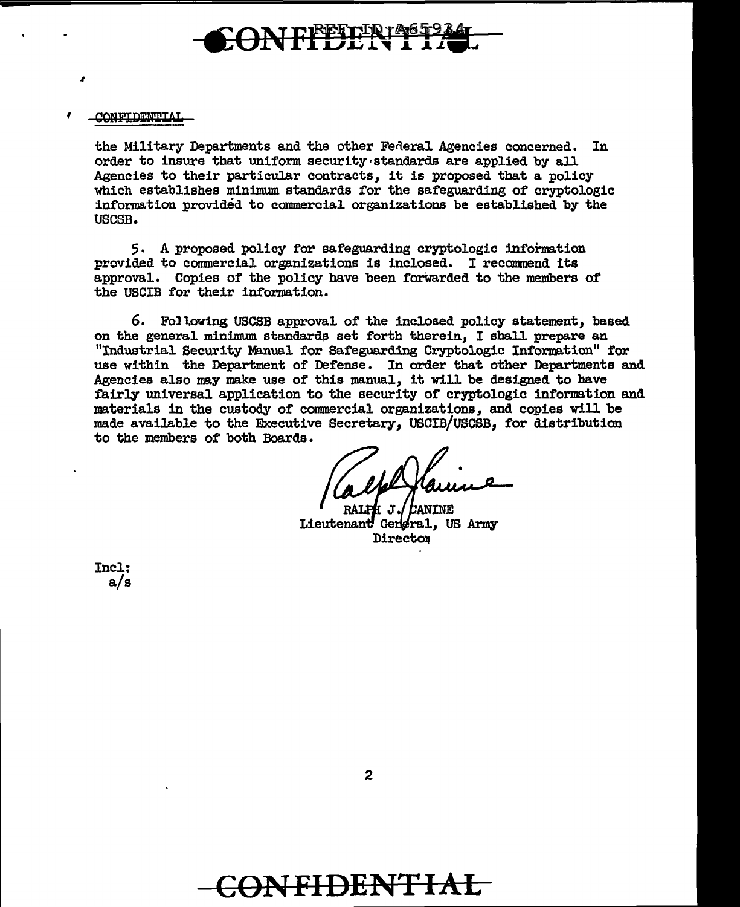CONFIDENTIAL

the Military Departments and the other Federal Agencies concerned. In order to insure that uniform security standards are applied by all Agencies to their particular contracts, it is proposed that a policy which establishes minimum standards for the safeguarding of cryptologic information provided to commercial organizations be established by the USCSB.

5. A proposed policy for safeguarding cryptologic information provided to commercial organizations is inclosed. I recommend its approval. Copies of the policy have been forwarded to the members of the USCIB for their information.

6. Following USCSB approval of the inclosed policy statement, based on the general minimum standards set forth therein, I shall prepare an "Industrial Security Manual for Safeguarding Cryptologic Information" for use within the Department of Defense. In order that other Departments and Agencies also may make use of this manual, it will be designed to have fairly universal application to the security of cryptologic information and materials in the custody of commercial organizations, and copies will be made available to the Executive Secretary, USCIB/USCSB, for distribution to the members of both Boards.

RALPH J. CANINE
Lieutenant General, US Army
Director

Incl:
a/s

CONFIDENTIAL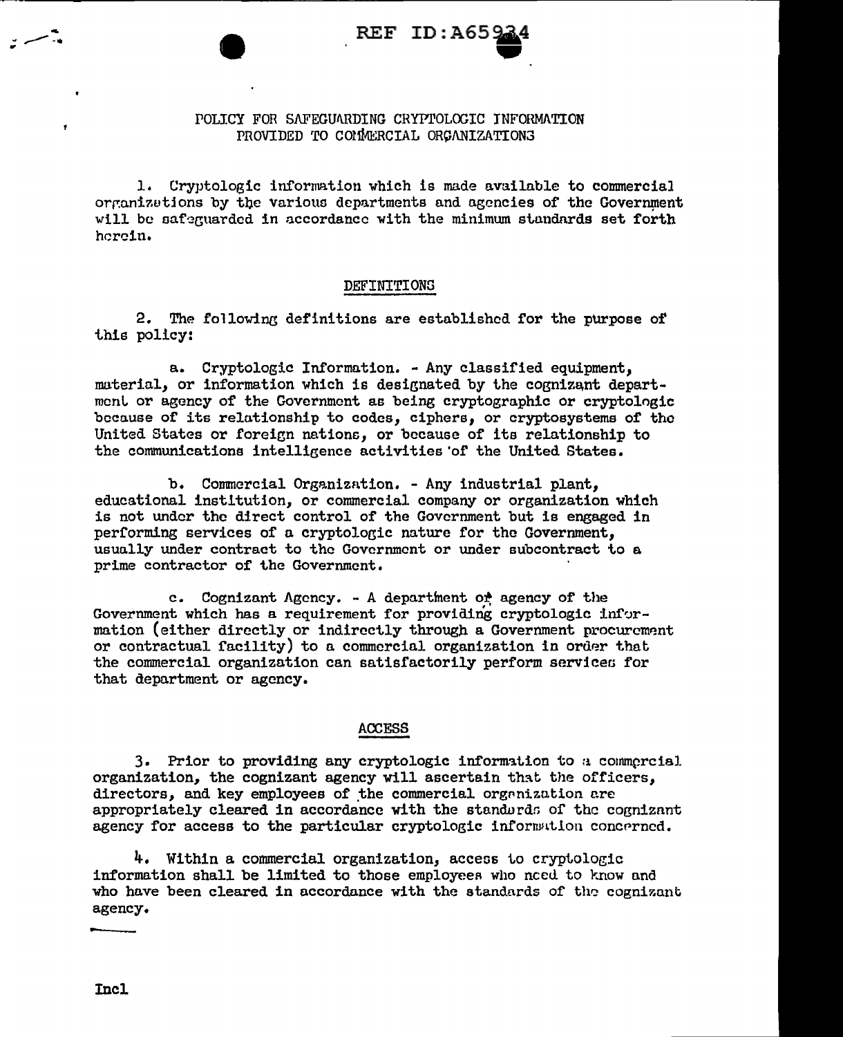# POLICY FOR SAFEGUARDING CRYPTOLOGIC INFORMATION PROVIDED TO COMMERCIAL ORGANIZATIONS

1. Cryptologic information which is made available to commercial organizations by the various departments and agencies of the Government will be safeguarded in accordance with the minimum standards set forth herein.

## DEFINITIONS

2. The following definitions are established for the purpose of this policy:

a. Cryptologic Information. - Any classified equipment, material, or information which is designated by the cognizant department or agency of the Government as being cryptographic or cryptologic because of its relationship to codes, ciphers, or cryptosystems of the United States or foreign nations, or because of its relationship to the communications intelligence activities of the United States.

b. Commercial Organization. - Any industrial plant, educational institution, or commercial company or organization which is not under the direct control of the Government but is engaged in performing services of a cryptologic nature for the Government, usually under contract to the Government or under subcontract to a prime contractor of the Government.

c. Cognizant Agency. - A department or agency of the Government which has a requirement for providing cryptologic information (either directly or indirectly through a Government procurement or contractual facility) to a commercial organization in order that the commercial organization can satisfactorily perform services for that department or agency.

## ACCESS

3. Prior to providing any cryptologic information to a commercial organization, the cognizant agency will ascertain that the officers, directors, and key employees of the commercial organization are appropriately cleared in accordance with the standards of the cognizant agency for access to the particular cryptologic information concerned.

4. Within a commercial organization, access to cryptologic information shall be limited to those employees who need to know and who have been cleared in accordance with the standards of the cognizant agency.

Incl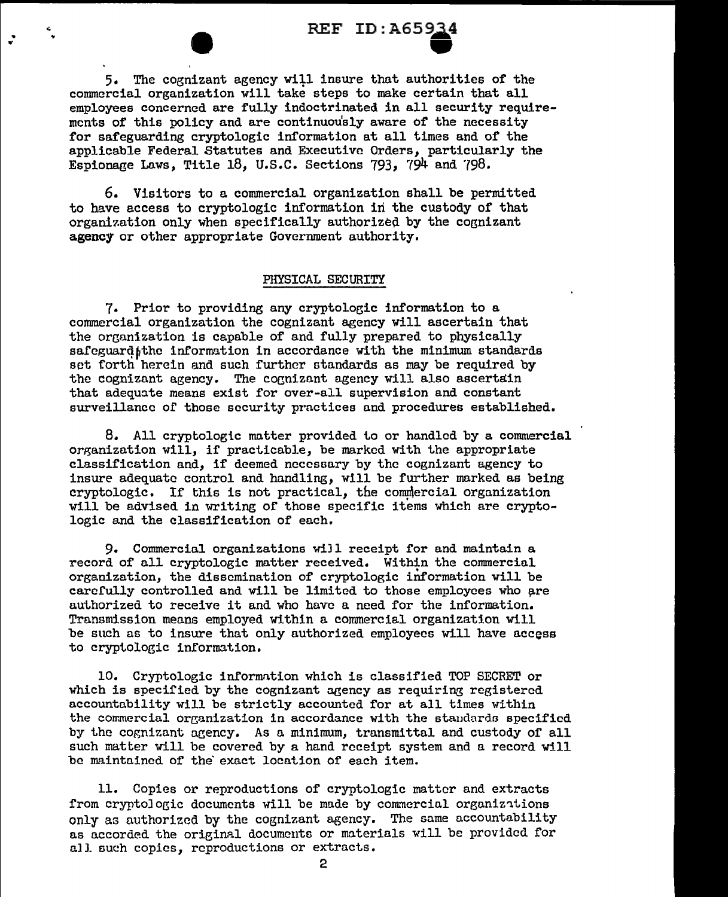5. The cognizant agency will insure that authorities of the commercial organization will take steps to make certain that all employees concerned are fully indoctrinated in all security requirements of this policy and are continuously aware of the necessity for safeguarding cryptologic information at all times and of the applicable Federal Statutes and Executive Orders, particularly the Espionage Laws, Title 18, U.S.C. Sections 793, 794 and 798.

6. Visitors to a commercial organization shall be permitted to have access to cryptologic information in the custody of that organization only when specifically authorized by the cognizant agency or other appropriate Government authority.

## PHYSICAL SECURITY

7. Prior to providing any cryptologic information to a commercial organization the cognizant agency will ascertain that the organization is capable of and fully prepared to physically safeguard the information in accordance with the minimum standards set forth herein and such further standards as may be required by the cognizant agency. The cognizant agency will also ascertain that adequate means exist for over-all supervision and constant surveillance of those security practices and procedures established.

8. All cryptologic matter provided to or handled by a commercial organization will, if practicable, be marked with the appropriate classification and, if deemed necessary by the cognizant agency to insure adequate control and handling, will be further marked as being cryptologic. If this is not practical, the commercial organization will be advised in writing of those specific items which are cryptologic and the classification of each.

9. Commercial organizations will receipt for and maintain a record of all cryptologic matter received. Within the commercial organization, the dissemination of cryptologic information will be carefully controlled and will be limited to those employees who are authorized to receive it and who have a need for the information. Transmission means employed within a commercial organization will be such as to insure that only authorized employees will have access to cryptologic information.

10. Cryptologic information which is classified TOP SECRET or which is specified by the cognizant agency as requiring registered accountability will be strictly accounted for at all times within the commercial organization in accordance with the standards specified by the cognizant agency. As a minimum, transmittal and custody of all such matter will be covered by a hand receipt system and a record will be maintained of the exact location of each item.

11. Copies or reproductions of cryptologic matter and extracts from cryptologic documents will be made by commercial organizations only as authorized by the cognizant agency. The same accountability as accorded the original documents or materials will be provided for all such copies, reproductions or extracts.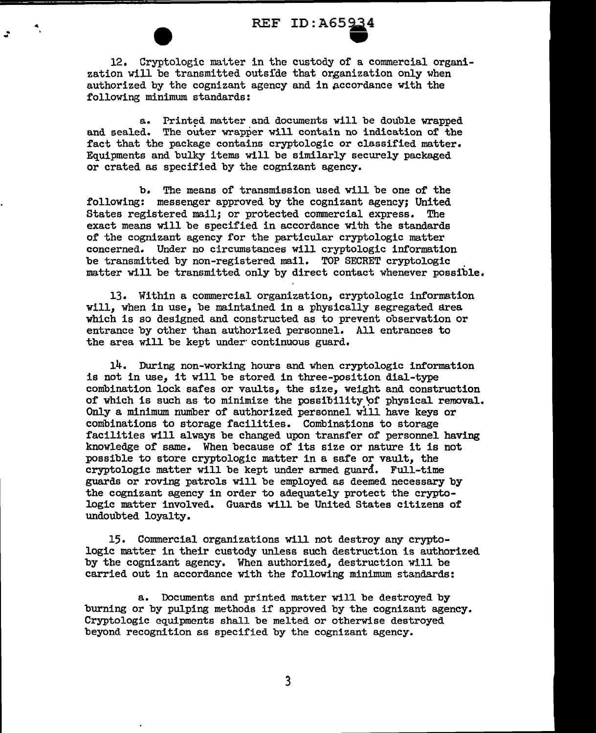12. Cryptologic matter in the custody of a commercial organization will be transmitted outside that organization only when authorized by the cognizant agency and in accordance with the following minimum standards:

a. Printed matter and documents will be double wrapped and sealed. The outer wrapper will contain no indication of the fact that the package contains cryptologic or classified matter. Equipments and bulky items will be similarly securely packaged or crated as specified by the cognizant agency.

b. The means of transmission used will be one of the following: messenger approved by the cognizant agency; United States registered mail; or protected commercial express. The exact means will be specified in accordance with the standards of the cognizant agency for the particular cryptologic matter concerned. Under no circumstances will cryptologic information be transmitted by non-registered mail. TOP SECRET cryptologic matter will be transmitted only by direct contact whenever possible.

13. Within a commercial organization, cryptologic information will, when in use, be maintained in a physically segregated area which is so designed and constructed as to prevent observation or entrance by other than authorized personnel. All entrances to the area will be kept under continuous guard.

14. During non-working hours and when cryptologic information is not in use, it will be stored in three-position dial-type combination lock safes or vaults, the size, weight and construction of which is such as to minimize the possibility of physical removal. Only a minimum number of authorized personnel will have keys or combinations to storage facilities. Combinations to storage facilities will always be changed upon transfer of personnel having knowledge of same. When because of its size or nature it is not possible to store cryptologic matter in a safe or vault, the cryptologic matter will be kept under armed guard. Full-time guards or roving patrols will be employed as deemed necessary by the cognizant agency in order to adequately protect the cryptologic matter involved. Guards will be United States citizens of undoubted loyalty.

15. Commercial organizations will not destroy any cryptologic matter in their custody unless such destruction is authorized by the cognizant agency. When authorized, destruction will be carried out in accordance with the following minimum standards:

a. Documents and printed matter will be destroyed by burning or by pulping methods if approved by the cognizant agency. Cryptologic equipments shall be melted or otherwise destroyed beyond recognition as specified by the cognizant agency.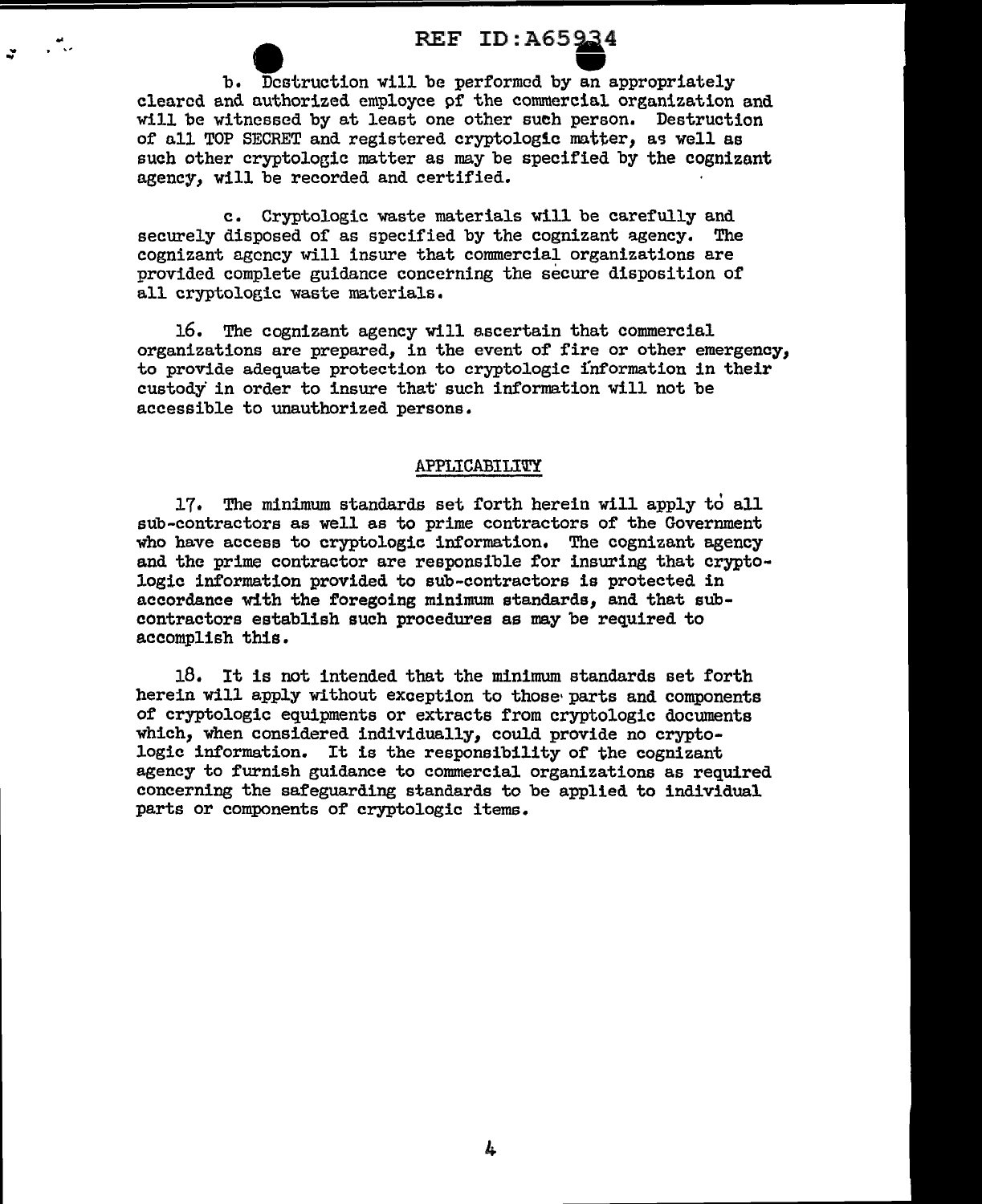b. Destruction will be performed by an appropriately cleared and authorized employee of the commercial organization and will be witnessed by at least one other such person. Destruction of all TOP SECRET and registered cryptologic matter, as well as such other cryptologic matter as may be specified by the cognizant agency, will be recorded and certified.

c. Cryptologic waste materials will be carefully and securely disposed of as specified by the cognizant agency. The cognizant agency will insure that commercial organizations are provided complete guidance concerning the secure disposition of all cryptologic waste materials.

16. The cognizant agency will ascertain that commercial organizations are prepared, in the event of fire or other emergency, to provide adequate protection to cryptologic information in their custody in order to insure that such information will not be accessible to unauthorized persons.

## APPLICABILITY

17. The minimum standards set forth herein will apply to all sub-contractors as well as to prime contractors of the Government who have access to cryptologic information. The cognizant agency and the prime contractor are responsible for insuring that cryptologic information provided to sub-contractors is protected in accordance with the foregoing minimum standards, and that sub-contractors establish such procedures as may be required to accomplish this.

18. It is not intended that the minimum standards set forth herein will apply without exception to those parts and components of cryptologic equipments or extracts from cryptologic documents which, when considered individually, could provide no cryptologic information. It is the responsibility of the cognizant agency to furnish guidance to commercial organizations as required concerning the safeguarding standards to be applied to individual parts or components of cryptologic items.